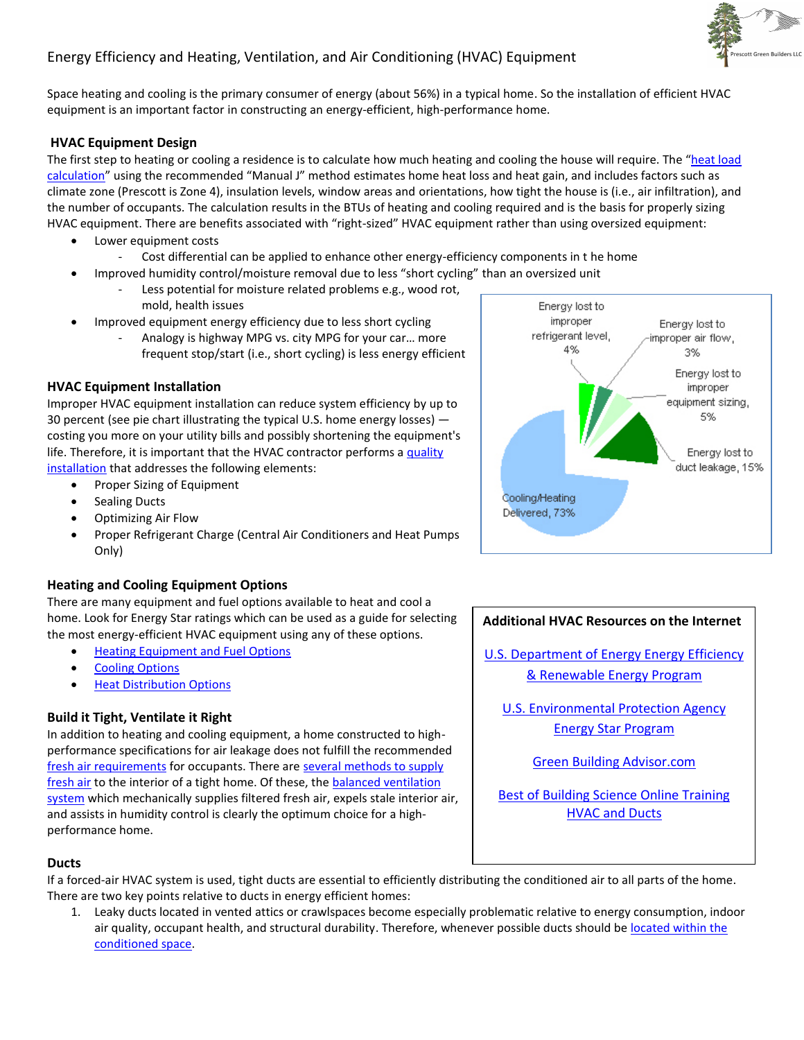# Energy Efficiency and Heating, Ventilation, and Air Conditioning (HVAC) Equipment

Space heating and cooling is the primary consumer of energy (about 56%) in a typical home. So the installation of efficient HVAC equipment is an important factor in constructing an energy-efficient, high-performance home.

## HVAC Equipment Design

The first step to heating or cooling a residence is to calculate how much heating and cooling the house will require. The "heat load calculation" using the recommended "Manual J" method estimates home heat loss and heat gain, and includes factors such as climate zone (Prescott is Zone 4), insulation levels, window areas and orientations, how tight the house is (i.e., air infiltration), and the number of occupants. The calculation results in the BTUs of heating and cooling required and is the basis for properly sizing HVAC equipment. There are benefits associated with "right-sized" HVAC equipment rather than using oversized equipment:

- Lower equipment costs
  - Cost differential can be applied to enhance other energy-efficiency components in t he home
- Improved humidity control/moisture removal due to less "short cycling" than an oversized unit
  - Less potential for moisture related problems e.g., wood rot, mold, health issues
- Improved equipment energy efficiency due to less short cycling
  - Analogy is highway MPG vs. city MPG for your car… more frequent stop/start (i.e., short cycling) is less energy efficient

## HVAC Equipment Installation

Improper HVAC equipment installation can reduce system efficiency by up to 30 percent (see pie chart illustrating the typical U.S. home energy losses) — costing you more on your utility bills and possibly shortening the equipment's life. Therefore, it is important that the HVAC contractor performs a quality installation that addresses the following elements:

- Proper Sizing of Equipment
- Sealing Ducts
- Optimizing Air Flow
- Proper Refrigerant Charge (Central Air Conditioners and Heat Pumps Only)

Energy lost to improper refrigerant level, 4%
Energy lost to improper air flow, 3%
Energy lost to improper equipment sizing, 5%
Energy lost to duct leakage, 15%
Cooling/Heating Delivered, 73%

## Heating and Cooling Equipment Options

There are many equipment and fuel options available to heat and cool a home. Look for Energy Star ratings which can be used as a guide for selecting the most energy-efficient HVAC equipment using any of these options.

- Heating Equipment and Fuel Options
- Cooling Options
- Heat Distribution Options

## Build it Tight, Ventilate it Right

In addition to heating and cooling equipment, a home constructed to high-performance specifications for air leakage does not fulfill the recommended fresh air requirements for occupants. There are several methods to supply fresh air to the interior of a tight home. Of these, the balanced ventilation system which mechanically supplies filtered fresh air, expels stale interior air, and assists in humidity control is clearly the optimum choice for a high-performance home.

**Additional HVAC Resources on the Internet**

U.S. Department of Energy Energy Efficiency & Renewable Energy Program

U.S. Environmental Protection Agency Energy Star Program

Green Building Advisor.com

Best of Building Science Online Training HVAC and Ducts

## Ducts

If a forced-air HVAC system is used, tight ducts are essential to efficiently distributing the conditioned air to all parts of the home. There are two key points relative to ducts in energy efficient homes:

1. Leaky ducts located in vented attics or crawlspaces become especially problematic relative to energy consumption, indoor air quality, occupant health, and structural durability. Therefore, whenever possible ducts should be located within the conditioned space.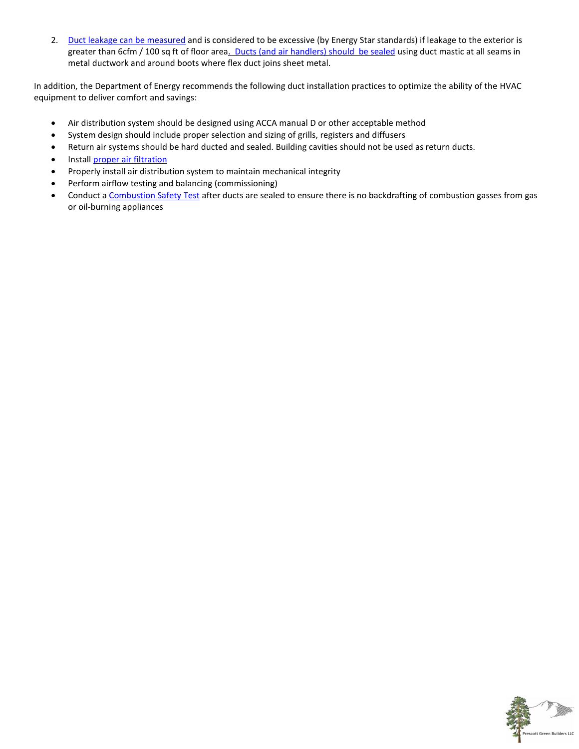2. Duct leakage can be measured and is considered to be excessive (by Energy Star standards) if leakage to the exterior is greater than 6cfm / 100 sq ft of floor area. Ducts (and air handlers) should be sealed using duct mastic at all seams in metal ductwork and around boots where flex duct joins sheet metal.

In addition, the Department of Energy recommends the following duct installation practices to optimize the ability of the HVAC equipment to deliver comfort and savings:

- Air distribution system should be designed using ACCA manual D or other acceptable method
- System design should include proper selection and sizing of grills, registers and diffusers
- Return air systems should be hard ducted and sealed. Building cavities should not be used as return ducts.
- Install proper air filtration
- Properly install air distribution system to maintain mechanical integrity
- Perform airflow testing and balancing (commissioning)
- Conduct a Combustion Safety Test after ducts are sealed to ensure there is no backdrafting of combustion gasses from gas or oil-burning appliances